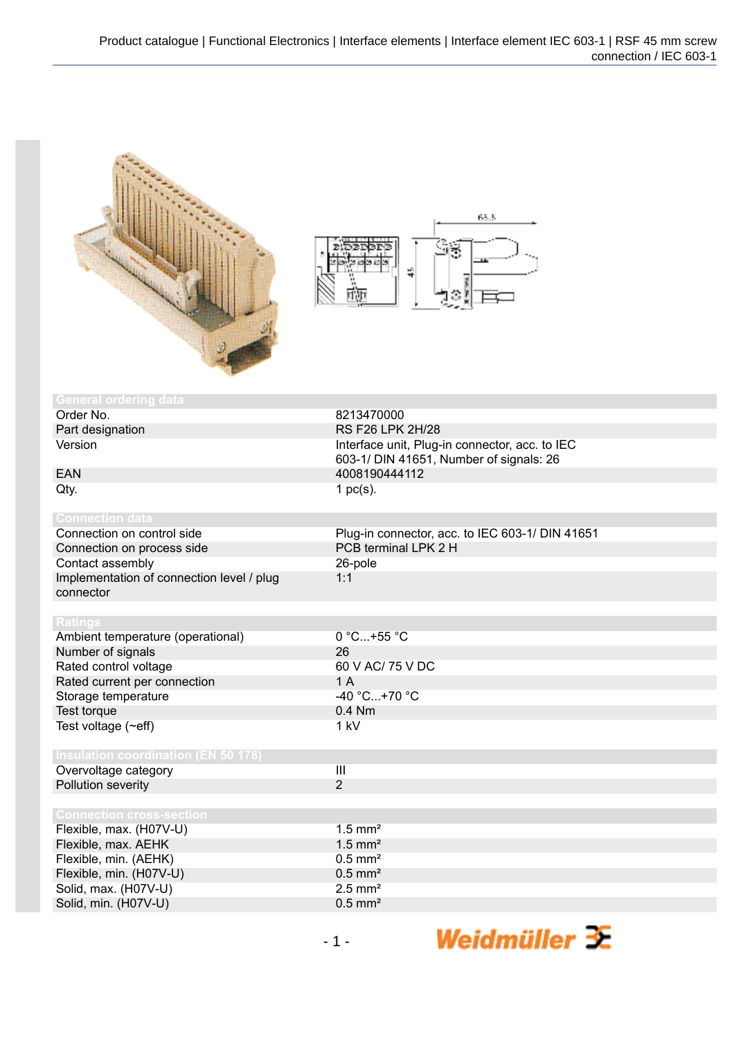## General ordering data

| | |
|---|---|
| Order No. | 8213470000 |
| Part designation | RS F26 LPK 2H/28 |
| Version | Interface unit, Plug-in connector, acc. to IEC 603-1/ DIN 41651, Number of signals: 26 |
| EAN | 4008190444112 |
| Qty. | 1 pc(s). |

## Connection data

| | |
|---|---|
| Connection on control side | Plug-in connector, acc. to IEC 603-1/ DIN 41651 |
| Connection on process side | PCB terminal LPK 2 H |
| Contact assembly | 26-pole |
| Implementation of connection level / plug connector | 1:1 |

## Ratings

| | |
|---|---|
| Ambient temperature (operational) | 0 °C...+55 °C |
| Number of signals | 26 |
| Rated control voltage | 60 V AC/ 75 V DC |
| Rated current per connection | 1 A |
| Storage temperature | -40 °C...+70 °C |
| Test torque | 0.4 Nm |
| Test voltage (~eff) | 1 kV |

## Insulation coordination (EN 50 178)

| | |
|---|---|
| Overvoltage category | III |
| Pollution severity | 2 |

## Connection cross-section

| | |
|---|---|
| Flexible, max. (H07V-U) | 1.5 mm² |
| Flexible, max. AEHK | 1.5 mm² |
| Flexible, min. (AEHK) | 0.5 mm² |
| Flexible, min. (H07V-U) | 0.5 mm² |
| Solid, max. (H07V-U) | 2.5 mm² |
| Solid, min. (H07V-U) | 0.5 mm² |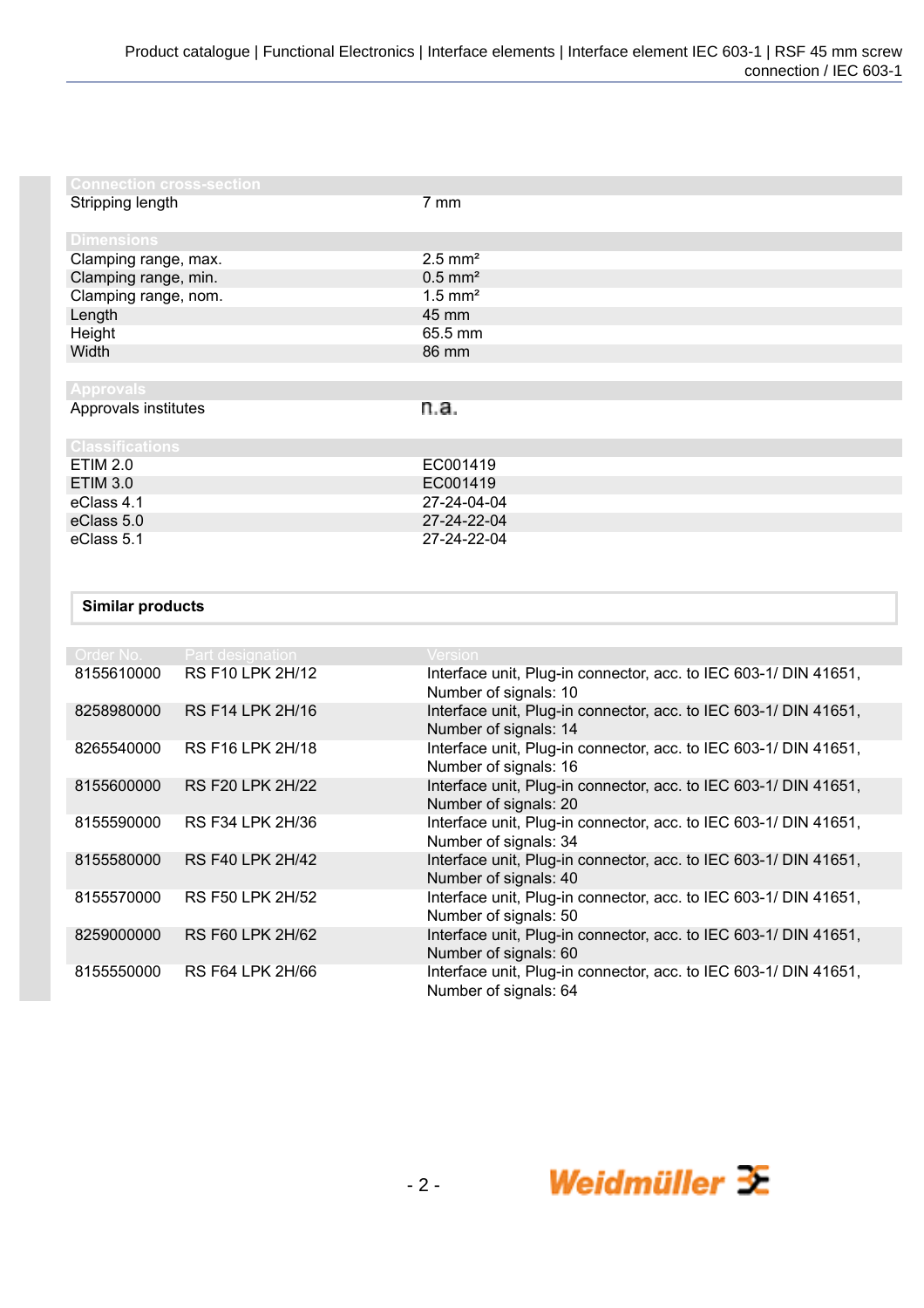| Connection cross-section | |
|---|---|
| Stripping length | 7 mm |

| Dimensions | |
|---|---|
| Clamping range, max. | 2.5 mm² |
| Clamping range, min. | 0.5 mm² |
| Clamping range, nom. | 1.5 mm² |
| Length | 45 mm |
| Height | 65.5 mm |
| Width | 86 mm |

| Approvals | |
|---|---|
| Approvals institutes | n.a. |

| Classifications | |
|---|---|
| ETIM 2.0 | EC001419 |
| ETIM 3.0 | EC001419 |
| eClass 4.1 | 27-24-04-04 |
| eClass 5.0 | 27-24-22-04 |
| eClass 5.1 | 27-24-22-04 |

## Similar products

| Order No. | Part designation | Version |
|---|---|---|
| 8155610000 | RS F10 LPK 2H/12 | Interface unit, Plug-in connector, acc. to IEC 603-1/ DIN 41651, Number of signals: 10 |
| 8258980000 | RS F14 LPK 2H/16 | Interface unit, Plug-in connector, acc. to IEC 603-1/ DIN 41651, Number of signals: 14 |
| 8265540000 | RS F16 LPK 2H/18 | Interface unit, Plug-in connector, acc. to IEC 603-1/ DIN 41651, Number of signals: 16 |
| 8155600000 | RS F20 LPK 2H/22 | Interface unit, Plug-in connector, acc. to IEC 603-1/ DIN 41651, Number of signals: 20 |
| 8155590000 | RS F34 LPK 2H/36 | Interface unit, Plug-in connector, acc. to IEC 603-1/ DIN 41651, Number of signals: 34 |
| 8155580000 | RS F40 LPK 2H/42 | Interface unit, Plug-in connector, acc. to IEC 603-1/ DIN 41651, Number of signals: 40 |
| 8155570000 | RS F50 LPK 2H/52 | Interface unit, Plug-in connector, acc. to IEC 603-1/ DIN 41651, Number of signals: 50 |
| 8259000000 | RS F60 LPK 2H/62 | Interface unit, Plug-in connector, acc. to IEC 603-1/ DIN 41651, Number of signals: 60 |
| 8155550000 | RS F64 LPK 2H/66 | Interface unit, Plug-in connector, acc. to IEC 603-1/ DIN 41651, Number of signals: 64 |